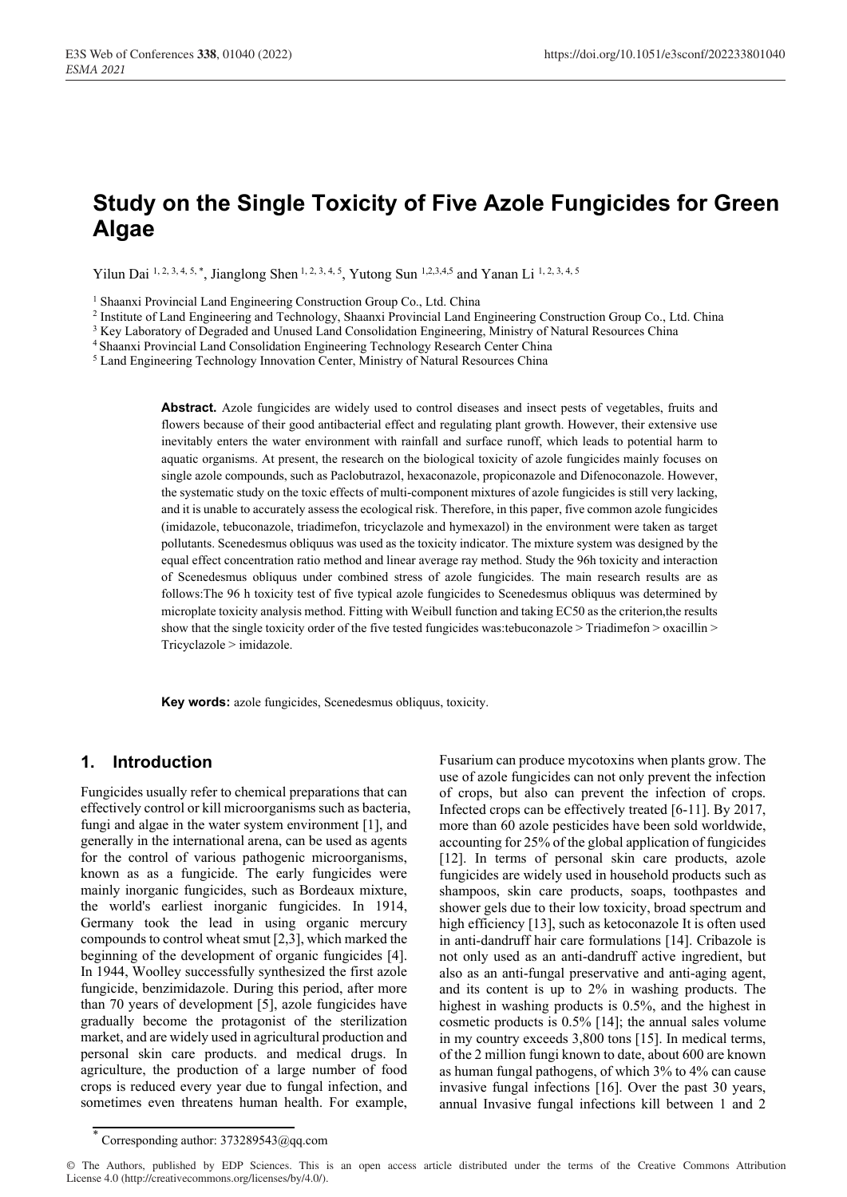# Study on the Single Toxicity of Five Azole Fungicides for Green Algae

Yilun Dai [1, 2, 3, 4, 5, *], Jianglong Shen [1, 2, 3, 4, 5], Yutong Sun [1,2,3,4,5] and Yanan Li [1, 2, 3, 4, 5]

[1] Shaanxi Provincial Land Engineering Construction Group Co., Ltd. China
[2] Institute of Land Engineering and Technology, Shaanxi Provincial Land Engineering Construction Group Co., Ltd. China
[3] Key Laboratory of Degraded and Unused Land Consolidation Engineering, Ministry of Natural Resources China
[4] Shaanxi Provincial Land Consolidation Engineering Technology Research Center China
[5] Land Engineering Technology Innovation Center, Ministry of Natural Resources China

**Abstract.** Azole fungicides are widely used to control diseases and insect pests of vegetables, fruits and flowers because of their good antibacterial effect and regulating plant growth. However, their extensive use inevitably enters the water environment with rainfall and surface runoff, which leads to potential harm to aquatic organisms. At present, the research on the biological toxicity of azole fungicides mainly focuses on single azole compounds, such as Paclobutrazol, hexaconazole, propiconazole and Difenoconazole. However, the systematic study on the toxic effects of multi-component mixtures of azole fungicides is still very lacking, and it is unable to accurately assess the ecological risk. Therefore, in this paper, five common azole fungicides (imidazole, tebuconazole, triadimefon, tricyclazole and hymexazol) in the environment were taken as target pollutants. Scenedesmus obliquus was used as the toxicity indicator. The mixture system was designed by the equal effect concentration ratio method and linear average ray method. Study the 96h toxicity and interaction of Scenedesmus obliquus under combined stress of azole fungicides. The main research results are as follows:The 96 h toxicity test of five typical azole fungicides to Scenedesmus obliquus was determined by microplate toxicity analysis method. Fitting with Weibull function and taking EC50 as the criterion,the results show that the single toxicity order of the five tested fungicides was:tebuconazole > Triadimefon > oxacillin > Tricyclazole > imidazole.

**Key words:** azole fungicides, Scenedesmus obliquus, toxicity.

## 1. Introduction

Fungicides usually refer to chemical preparations that can effectively control or kill microorganisms such as bacteria, fungi and algae in the water system environment [1], and generally in the international arena, can be used as agents for the control of various pathogenic microorganisms, known as as a fungicide. The early fungicides were mainly inorganic fungicides, such as Bordeaux mixture, the world's earliest inorganic fungicides. In 1914, Germany took the lead in using organic mercury compounds to control wheat smut [2,3], which marked the beginning of the development of organic fungicides [4]. In 1944, Woolley successfully synthesized the first azole fungicide, benzimidazole. During this period, after more than 70 years of development [5], azole fungicides have gradually become the protagonist of the sterilization market, and are widely used in agricultural production and personal skin care products. and medical drugs. In agriculture, the production of a large number of food crops is reduced every year due to fungal infection, and sometimes even threatens human health. For example, Fusarium can produce mycotoxins when plants grow. The use of azole fungicides can not only prevent the infection of crops, but also can prevent the infection of crops. Infected crops can be effectively treated [6-11]. By 2017, more than 60 azole pesticides have been sold worldwide, accounting for 25% of the global application of fungicides [12]. In terms of personal skin care products, azole fungicides are widely used in household products such as shampoos, skin care products, soaps, toothpastes and shower gels due to their low toxicity, broad spectrum and high efficiency [13], such as ketoconazole It is often used in anti-dandruff hair care formulations [14]. Cribazole is not only used as an anti-dandruff active ingredient, but also as an anti-fungal preservative and anti-aging agent, and its content is up to 2% in washing products. The highest in washing products is 0.5%, and the highest in cosmetic products is 0.5% [14]; the annual sales volume in my country exceeds 3,800 tons [15]. In medical terms, of the 2 million fungi known to date, about 600 are known as human fungal pathogens, of which 3% to 4% can cause invasive fungal infections [16]. Over the past 30 years, annual Invasive fungal infections kill between 1 and 2

* Corresponding author: 373289543@qq.com

© The Authors, published by EDP Sciences. This is an open access article distributed under the terms of the Creative Commons Attribution License 4.0 (http://creativecommons.org/licenses/by/4.0/).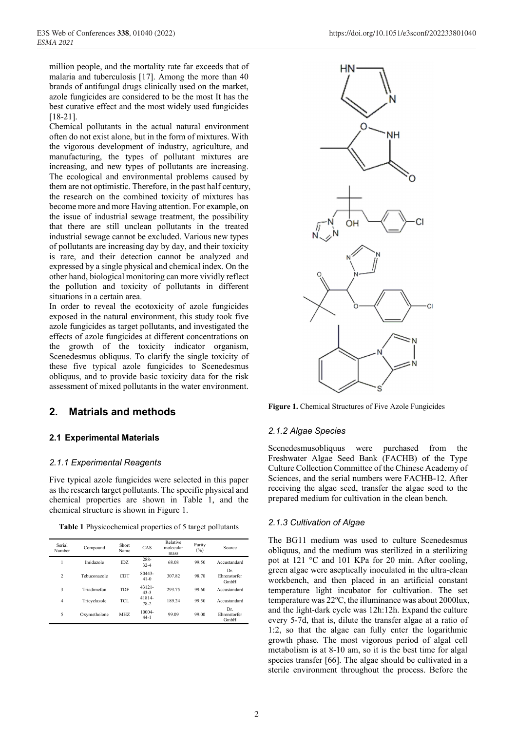million people, and the mortality rate far exceeds that of malaria and tuberculosis [17]. Among the more than 40 brands of antifungal drugs clinically used on the market, azole fungicides are considered to be the most It has the best curative effect and the most widely used fungicides [18-21].

Chemical pollutants in the actual natural environment often do not exist alone, but in the form of mixtures. With the vigorous development of industry, agriculture, and manufacturing, the types of pollutant mixtures are increasing, and new types of pollutants are increasing. The ecological and environmental problems caused by them are not optimistic. Therefore, in the past half century, the research on the combined toxicity of mixtures has become more and more Having attention. For example, on the issue of industrial sewage treatment, the possibility that there are still unclean pollutants in the treated industrial sewage cannot be excluded. Various new types of pollutants are increasing day by day, and their toxicity is rare, and their detection cannot be analyzed and expressed by a single physical and chemical index. On the other hand, biological monitoring can more vividly reflect the pollution and toxicity of pollutants in different situations in a certain area.

In order to reveal the ecotoxicity of azole fungicides exposed in the natural environment, this study took five azole fungicides as target pollutants, and investigated the effects of azole fungicides at different concentrations on the growth of the toxicity indicator organism, Scenedesmus obliquus. To clarify the single toxicity of these five typical azole fungicides to Scenedesmus obliquus, and to provide basic toxicity data for the risk assessment of mixed pollutants in the water environment.

## 2. Matrials and methods

### 2.1 Experimental Materials

#### *2.1.1 Experimental Reagents*

Five typical azole fungicides were selected in this paper as the research target pollutants. The specific physical and chemical properties are shown in Table 1, and the chemical structure is shown in Figure 1.

**Table 1** Physicochemical properties of 5 target pollutants

| Serial Number | Compound | Short Name | CAS | Relative molecular mass | Purity (%) | Source |
|---|---|---|---|---|---|---|
| 1 | Imidazole | IDZ | 288-32-4 | 68.08 | 99.50 | Accustandard |
| 2 | Tebuconazole | CDT | 80443-41-0 | 307.82 | 98.70 | Dr. Ehrenstorfer GmbH |
| 3 | Triadimefon | TDF | 43121-43-3 | 293.75 | 99.60 | Accustandard |
| 4 | Tricyclazole | TCL | 41814-78-2 | 189.24 | 99.50 | Accustandard |
| 5 | Oxymetholone | MHZ | 10004-44-1 | 99.09 | 99.00 | Dr. Ehrenstorfer GmbH |

**Figure 1.** Chemical Structures of Five Azole Fungicides

#### *2.1.2 Algae Species*

Scenedesmusobliquus were purchased from the Freshwater Algae Seed Bank (FACHB) of the Type Culture Collection Committee of the Chinese Academy of Sciences, and the serial numbers were FACHB-12. After receiving the algae seed, transfer the algae seed to the prepared medium for cultivation in the clean bench.

#### *2.1.3 Cultivation of Algae*

The BG11 medium was used to culture Scenedesmus obliquus, and the medium was sterilized in a sterilizing pot at 121 °C and 101 KPa for 20 min. After cooling, green algae were aseptically inoculated in the ultra-clean workbench, and then placed in an artificial constant temperature light incubator for cultivation. The set temperature was 22ºC, the illuminance was about 2000lux, and the light-dark cycle was 12h:12h. Expand the culture every 5-7d, that is, dilute the transfer algae at a ratio of 1:2, so that the algae can fully enter the logarithmic growth phase. The most vigorous period of algal cell metabolism is at 8-10 am, so it is the best time for algal species transfer [66]. The algae should be cultivated in a sterile environment throughout the process. Before the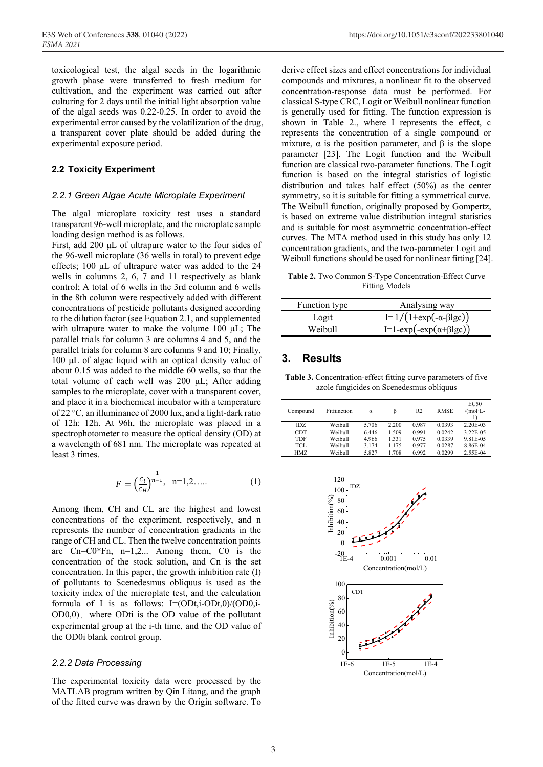toxicological test, the algal seeds in the logarithmic growth phase were transferred to fresh medium for cultivation, and the experiment was carried out after culturing for 2 days until the initial light absorption value of the algal seeds was 0.22-0.25. In order to avoid the experimental error caused by the volatilization of the drug, a transparent cover plate should be added during the experimental exposure period.

## 2.2 Toxicity Experiment

### *2.2.1 Green Algae Acute Microplate Experiment*

The algal microplate toxicity test uses a standard transparent 96-well microplate, and the microplate sample loading design method is as follows.

First, add 200 μL of ultrapure water to the four sides of the 96-well microplate (36 wells in total) to prevent edge effects; 100 μL of ultrapure water was added to the 24 wells in columns 2, 6, 7 and 11 respectively as blank control; A total of 6 wells in the 3rd column and 6 wells in the 8th column were respectively added with different concentrations of pesticide pollutants designed according to the dilution factor (see Equation 2.1, and supplemented with ultrapure water to make the volume 100 μL; The parallel trials for column 3 are columns 4 and 5, and the parallel trials for column 8 are columns 9 and 10; Finally, 100 μL of algae liquid with an optical density value of about 0.15 was added to the middle 60 wells, so that the total volume of each well was 200 μL; After adding samples to the microplate, cover with a transparent cover, and place it in a biochemical incubator with a temperature of 22 °C, an illuminance of 2000 lux, and a light-dark ratio of 12h: 12h. At 96h, the microplate was placed in a spectrophotometer to measure the optical density (OD) at a wavelength of 681 nm. The microplate was repeated at least 3 times.

$$F = \left(\frac{C_L}{C_H}\right)^{\frac{1}{n-1}}, \quad \text{n=1,2.....} \tag{1}$$

Among them, CH and CL are the highest and lowest concentrations of the experiment, respectively, and n represents the number of concentration gradients in the range of CH and CL. Then the twelve concentration points are Cn=C0*Fn, n=1,2... Among them, C0 is the concentration of the stock solution, and Cn is the set concentration. In this paper, the growth inhibition rate (I) of pollutants to Scenedesmus obliquus is used as the toxicity index of the microplate test, and the calculation formula of I is as follows: I=(ODt,i-ODt,0)/(OD0,i-OD0,0), where ODti is the OD value of the pollutant experimental group at the i-th time, and the OD value of the OD0i blank control group.

### *2.2.2 Data Processing*

The experimental toxicity data were processed by the MATLAB program written by Qin Litang, and the graph of the fitted curve was drawn by the Origin software. To derive effect sizes and effect concentrations for individual compounds and mixtures, a nonlinear fit to the observed concentration-response data must be performed. For classical S-type CRC, Logit or Weibull nonlinear function is generally used for fitting. The function expression is shown in Table 2., where I represents the effect, c represents the concentration of a single compound or mixture, α is the position parameter, and β is the slope parameter [23]. The Logit function and the Weibull function are classical two-parameter functions. The Logit function is based on the integral statistics of logistic distribution and takes half effect (50%) as the center symmetry, so it is suitable for fitting a symmetrical curve. The Weibull function, originally proposed by Gompertz, is based on extreme value distribution integral statistics and is suitable for most asymmetric concentration-effect curves. The MTA method used in this study has only 12 concentration gradients, and the two-parameter Logit and Weibull functions should be used for nonlinear fitting [24].

**Table 2.** Two Common S-Type Concentration-Effect Curve Fitting Models

| Function type | Analysing way |
|---|---|
| Logit | $I=1/\left(1+\exp(-\alpha-\beta\lg c)\right)$ |
| Weibull | $I=1-\exp\left(-\exp(\alpha+\beta\lg c)\right)$ |

# 3. Results

**Table 3.** Concentration-effect fitting curve parameters of five azole fungicides on Scenedesmus obliquus

| Compound | Fitfunction | α | β | R2 | RMSE | EC50 /(mol·L-1) |
|---|---|---|---|---|---|---|
| IDZ | Weibull | 5.706 | 2.200 | 0.987 | 0.0393 | 2.20E-03 |
| CDT | Weibull | 6.446 | 1.509 | 0.991 | 0.0242 | 3.22E-05 |
| TDF | Weibull | 4.966 | 1.331 | 0.975 | 0.0339 | 9.81E-05 |
| TCL | Weibull | 3.174 | 1.175 | 0.977 | 0.0287 | 8.86E-04 |
| HMZ | Weibull | 5.827 | 1.708 | 0.992 | 0.0299 | 2.55E-04 |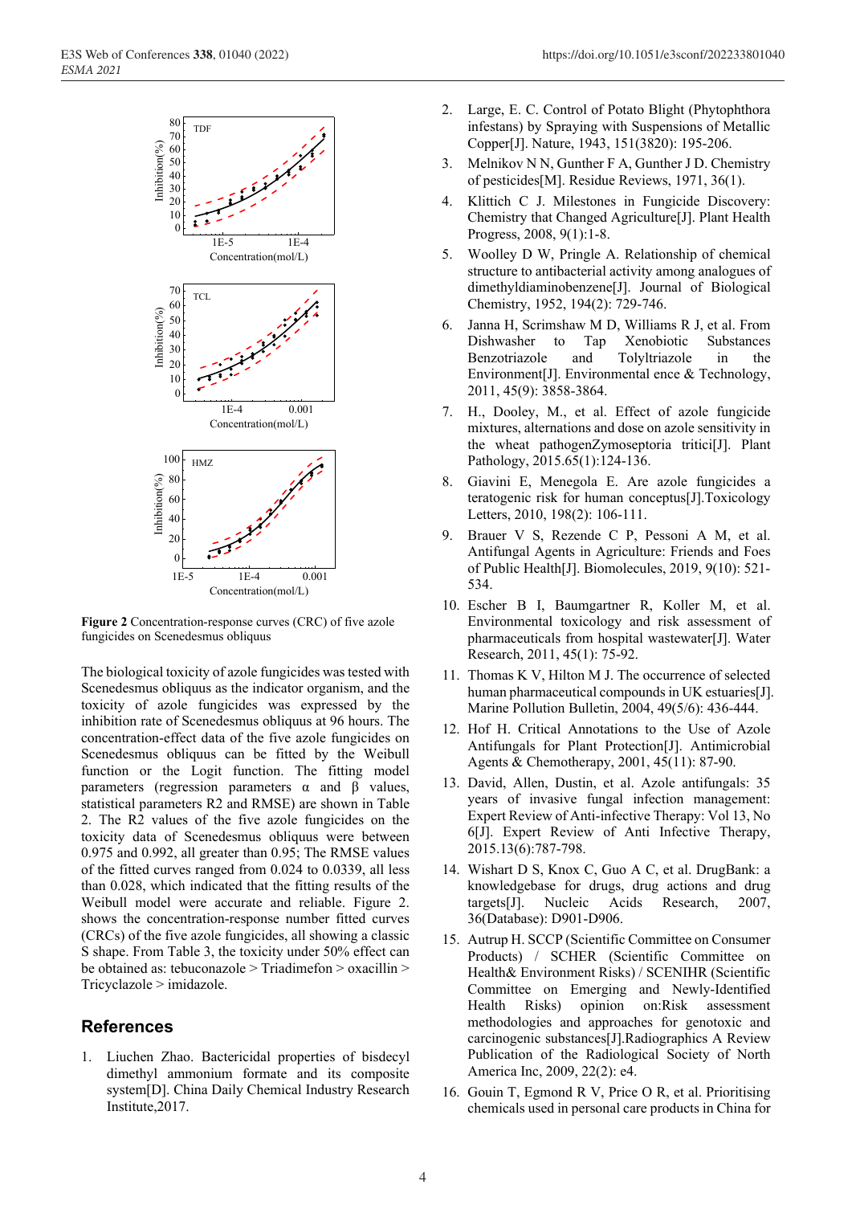Figure 2 Concentration-response curves (CRC) of five azole fungicides on Scenedesmus obliquus

The biological toxicity of azole fungicides was tested with Scenedesmus obliquus as the indicator organism, and the toxicity of azole fungicides was expressed by the inhibition rate of Scenedesmus obliquus at 96 hours. The concentration-effect data of the five azole fungicides on Scenedesmus obliquus can be fitted by the Weibull function or the Logit function. The fitting model parameters (regression parameters α and β values, statistical parameters R2 and RMSE) are shown in Table 2. The R2 values of the five azole fungicides on the toxicity data of Scenedesmus obliquus were between 0.975 and 0.992, all greater than 0.95; The RMSE values of the fitted curves ranged from 0.024 to 0.0339, all less than 0.028, which indicated that the fitting results of the Weibull model were accurate and reliable. Figure 2. shows the concentration-response number fitted curves (CRCs) of the five azole fungicides, all showing a classic S shape. From Table 3, the toxicity under 50% effect can be obtained as: tebuconazole > Triadimefon > oxacillin > Tricyclazole > imidazole.

## References

1. Liuchen Zhao. Bactericidal properties of bisdecyl dimethyl ammonium formate and its composite system[D]. China Daily Chemical Industry Research Institute,2017.
2. Large, E. C. Control of Potato Blight (Phytophthora infestans) by Spraying with Suspensions of Metallic Copper[J]. Nature, 1943, 151(3820): 195-206.
3. Melnikov N N, Gunther F A, Gunther J D. Chemistry of pesticides[M]. Residue Reviews, 1971, 36(1).
4. Klittich C J. Milestones in Fungicide Discovery: Chemistry that Changed Agriculture[J]. Plant Health Progress, 2008, 9(1):1-8.
5. Woolley D W, Pringle A. Relationship of chemical structure to antibacterial activity among analogues of dimethyldiaminobenzene[J]. Journal of Biological Chemistry, 1952, 194(2): 729-746.
6. Janna H, Scrimshaw M D, Williams R J, et al. From Dishwasher to Tap Xenobiotic Substances Benzotriazole and Tolyltriazole in the Environment[J]. Environmental ence & Technology, 2011, 45(9): 3858-3864.
7. H., Dooley, M., et al. Effect of azole fungicide mixtures, alternations and dose on azole sensitivity in the wheat pathogenZymoseptoria tritici[J]. Plant Pathology, 2015.65(1):124-136.
8. Giavini E, Menegola E. Are azole fungicides a teratogenic risk for human conceptus[J].Toxicology Letters, 2010, 198(2): 106-111.
9. Brauer V S, Rezende C P, Pessoni A M, et al. Antifungal Agents in Agriculture: Friends and Foes of Public Health[J]. Biomolecules, 2019, 9(10): 521-534.
10. Escher B I, Baumgartner R, Koller M, et al. Environmental toxicology and risk assessment of pharmaceuticals from hospital wastewater[J]. Water Research, 2011, 45(1): 75-92.
11. Thomas K V, Hilton M J. The occurrence of selected human pharmaceutical compounds in UK estuaries[J]. Marine Pollution Bulletin, 2004, 49(5/6): 436-444.
12. Hof H. Critical Annotations to the Use of Azole Antifungals for Plant Protection[J]. Antimicrobial Agents & Chemotherapy, 2001, 45(11): 87-90.
13. David, Allen, Dustin, et al. Azole antifungals: 35 years of invasive fungal infection management: Expert Review of Anti-infective Therapy: Vol 13, No 6[J]. Expert Review of Anti Infective Therapy, 2015.13(6):787-798.
14. Wishart D S, Knox C, Guo A C, et al. DrugBank: a knowledgebase for drugs, drug actions and drug targets[J]. Nucleic Acids Research, 2007, 36(Database): D901-D906.
15. Autrup H. SCCP (Scientific Committee on Consumer Products) / SCHER (Scientific Committee on Health& Environment Risks) / SCENIHR (Scientific Committee on Emerging and Newly-Identified Health Risks) opinion on:Risk assessment methodologies and approaches for genotoxic and carcinogenic substances[J].Radiographics A Review Publication of the Radiological Society of North America Inc, 2009, 22(2): e4.
16. Gouin T, Egmond R V, Price O R, et al. Prioritising chemicals used in personal care products in China for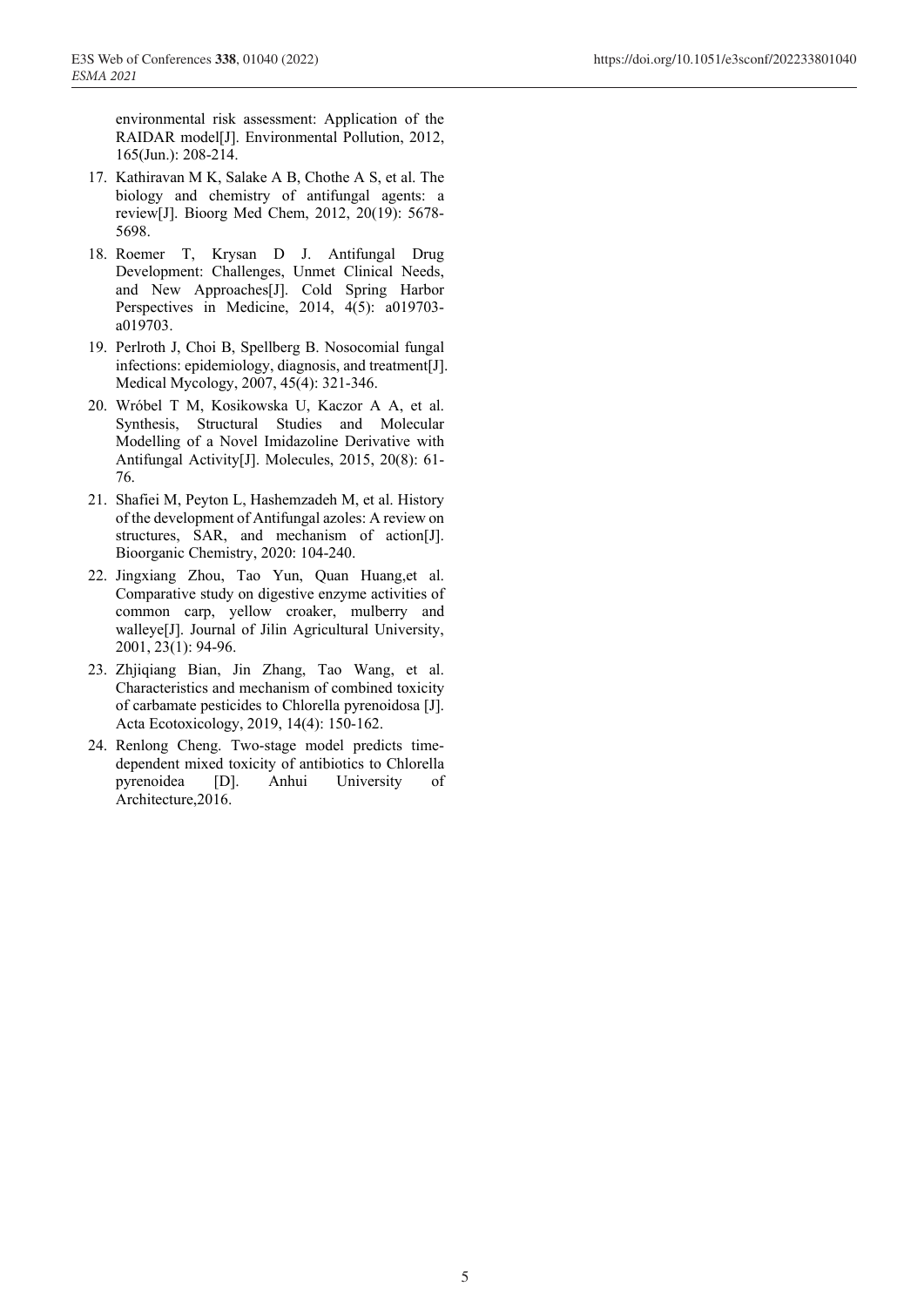environmental risk assessment: Application of the RAIDAR model[J]. Environmental Pollution, 2012, 165(Jun.): 208-214.

17. Kathiravan M K, Salake A B, Chothe A S, et al. The biology and chemistry of antifungal agents: a review[J]. Bioorg Med Chem, 2012, 20(19): 5678-5698.
18. Roemer T, Krysan D J. Antifungal Drug Development: Challenges, Unmet Clinical Needs, and New Approaches[J]. Cold Spring Harbor Perspectives in Medicine, 2014, 4(5): a019703-a019703.
19. Perlroth J, Choi B, Spellberg B. Nosocomial fungal infections: epidemiology, diagnosis, and treatment[J]. Medical Mycology, 2007, 45(4): 321-346.
20. Wróbel T M, Kosikowska U, Kaczor A A, et al. Synthesis, Structural Studies and Molecular Modelling of a Novel Imidazoline Derivative with Antifungal Activity[J]. Molecules, 2015, 20(8): 61-76.
21. Shafiei M, Peyton L, Hashemzadeh M, et al. History of the development of Antifungal azoles: A review on structures, SAR, and mechanism of action[J]. Bioorganic Chemistry, 2020: 104-240.
22. Jingxiang Zhou, Tao Yun, Quan Huang,et al. Comparative study on digestive enzyme activities of common carp, yellow croaker, mulberry and walleye[J]. Journal of Jilin Agricultural University, 2001, 23(1): 94-96.
23. Zhjiqiang Bian, Jin Zhang, Tao Wang, et al. Characteristics and mechanism of combined toxicity of carbamate pesticides to Chlorella pyrenoidosa [J]. Acta Ecotoxicology, 2019, 14(4): 150-162.
24. Renlong Cheng. Two-stage model predicts time-dependent mixed toxicity of antibiotics to Chlorella pyrenoidea [D]. Anhui University of Architecture,2016.